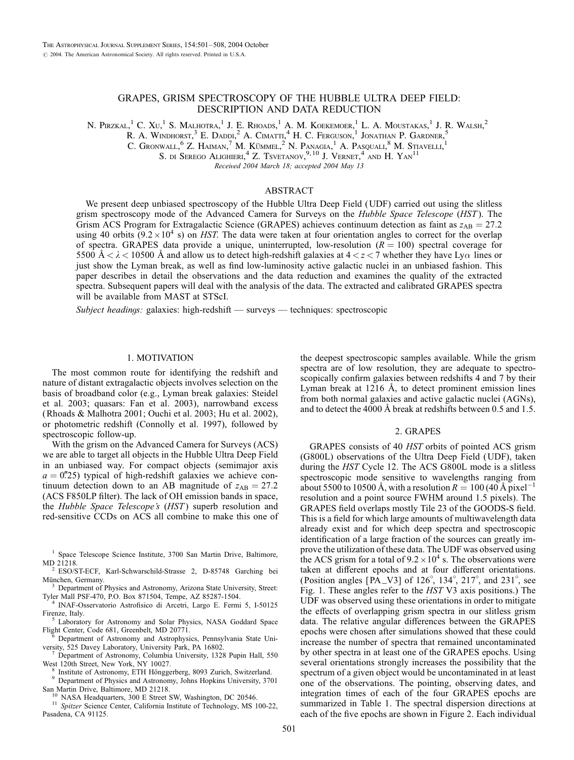# GRAPES, GRISM SPECTROSCOPY OF THE HUBBLE ULTRA DEEP FIELD: DESCRIPTION AND DATA REDUCTION

N. Pirzkal,[1] C. Xu,[1] S. Malhotra,[1] J. E. Rhoads,[1] A. M. Koekemoer,[1] L. A. Moustakas,[1] J. R. Walsh,[2] R. A. Windhorst,[3] E. Daddi,[2] A. Cimatti,[4] H. C. Ferguson,[1] Jonathan P. Gardner,[5] C. Gronwall,[6] Z. Haiman,[7] M. Kümmel,[2] N. Panagia,[1] A. Pasquali,[8] M. Stiavelli,[1] S. di Serego Alighieri,[4] Z. Tsvetanov,[9,10] J. Vernet,[4] and H. Yan[11]

*Received 2004 March 18; accepted 2004 May 13*

## ABSTRACT

We present deep unbiased spectroscopy of the Hubble Ultra Deep Field (UDF) carried out using the slitless grism spectroscopy mode of the Advanced Camera for Surveys on the *Hubble Space Telescope* (*HST*). The Grism ACS Program for Extragalactic Science (GRAPES) achieves continuum detection as faint as $z_{AB} = 27.2$ using 40 orbits ($9.2 \times 10^4$ s) on *HST*. The data were taken at four orientation angles to correct for the overlap of spectra. GRAPES data provide a unique, uninterrupted, low-resolution ($R = 100$) spectral coverage for 5500 Å $< \lambda <$ 10500 Å and allow us to detect high-redshift galaxies at $4 < z < 7$ whether they have Ly$\alpha$ lines or just show the Lyman break, as well as find low-luminosity active galactic nuclei in an unbiased fashion. This paper describes in detail the observations and the data reduction and examines the quality of the extracted spectra. Subsequent papers will deal with the analysis of the data. The extracted and calibrated GRAPES spectra will be available from MAST at STScI.

*Subject headings:* galaxies: high-redshift — surveys — techniques: spectroscopic

## 1. MOTIVATION

The most common route for identifying the redshift and nature of distant extragalactic objects involves selection on the basis of broadband color (e.g., Lyman break galaxies: Steidel et al. 2003; quasars: Fan et al. 2003), narrowband excess (Rhoads & Malhotra 2001; Ouchi et al. 2003; Hu et al. 2002), or photometric redshift (Connolly et al. 1997), followed by spectroscopic follow-up.

With the grism on the Advanced Camera for Surveys (ACS) we are able to target all objects in the Hubble Ultra Deep Field in an unbiased way. For compact objects (semimajor axis $a = 0\farcs25$) typical of high-redshift galaxies we achieve continuum detection down to an AB magnitude of $z_{AB} = 27.2$ (ACS F850LP filter). The lack of OH emission bands in space, the *Hubble Space Telescope's* (*HST*) superb resolution and red-sensitive CCDs on ACS all combine to make this one of the deepest spectroscopic samples available. While the grism spectra are of low resolution, they are adequate to spectroscopically confirm galaxies between redshifts 4 and 7 by their Lyman break at 1216 Å, to detect prominent emission lines from both normal galaxies and active galactic nuclei (AGNs), and to detect the 4000 Å break at redshifts between 0.5 and 1.5.

## 2. GRAPES

GRAPES consists of 40 *HST* orbits of pointed ACS grism (G800L) observations of the Ultra Deep Field (UDF), taken during the *HST* Cycle 12. The ACS G800L mode is a slitless spectroscopic mode sensitive to wavelengths ranging from about 5500 to 10500 Å, with a resolution $R = 100$ (40 Å pixel$^{-1}$ resolution and a point source FWHM around 1.5 pixels). The GRAPES field overlaps mostly Tile 23 of the GOODS-S field. This is a field for which large amounts of multiwavelength data already exist and for which deep spectra and spectroscopic identification of a large fraction of the sources can greatly improve the utilization of these data. The UDF was observed using the ACS grism for a total of $9.2 \times 10^4$ s. The observations were taken at different epochs and at four different orientations. (Position angles [PA_V3] of 126°, 134°, 217°, and 231°, see Fig. 1. These angles refer to the *HST* V3 axis positions.) The UDF was observed using these orientations in order to mitigate the effects of overlapping grism spectra in our slitless grism data. The relative angular differences between the GRAPES epochs were chosen after simulations showed that these could increase the number of spectra that remained uncontaminated by other spectra in at least one of the GRAPES epochs. Using several orientations strongly increases the possibility that the spectrum of a given object would be uncontaminated in at least one of the observations. The pointing, observing dates, and integration times of each of the four GRAPES epochs are summarized in Table 1. The spectral dispersion directions at each of the five epochs are shown in Figure 2. Each individual

---

[1] Space Telescope Science Institute, 3700 San Martin Drive, Baltimore, MD 21218.

[2] ESO/ST-ECF, Karl-Schwarzschild-Strasse 2, D-85748 Garching bei München, Germany.

[3] Department of Physics and Astronomy, Arizona State University, Street: Tyler Mall PSF-470, P.O. Box 871504, Tempe, AZ 85287-1504.

[4] INAF-Osservatorio Astrofisico di Arcetri, Largo E. Fermi 5, I-50125 Firenze, Italy.

[5] Laboratory for Astronomy and Solar Physics, NASA Goddard Space Flight Center, Code 681, Greenbelt, MD 20771.

[6] Department of Astronomy and Astrophysics, Pennsylvania State University, 525 Davey Laboratory, University Park, PA 16802.

[7] Department of Astronomy, Columbia University, 1328 Pupin Hall, 550 West 120th Street, New York, NY 10027.

[8] Institute of Astronomy, ETH Hönggerberg, 8093 Zurich, Switzerland.

[9] Department of Physics and Astronomy, Johns Hopkins University, 3701 San Martin Drive, Baltimore, MD 21218.

[10] NASA Headquarters, 300 E Street SW, Washington, DC 20546.

[11] *Spitzer* Science Center, California Institute of Technology, MS 100-22, Pasadena, CA 91125.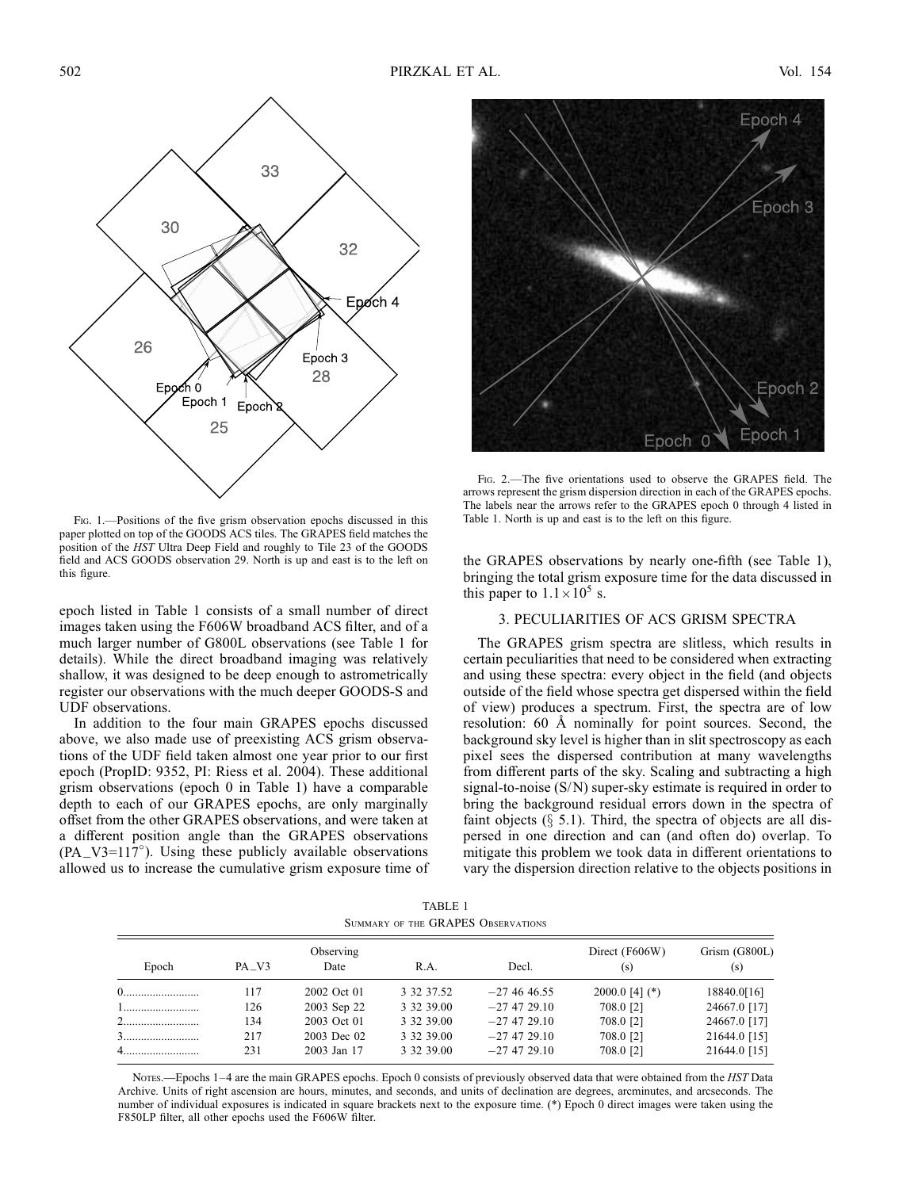FIG. 1.—Positions of the five grism observation epochs discussed in this paper plotted on top of the GOODS ACS tiles. The GRAPES field matches the position of the *HST* Ultra Deep Field and roughly to Tile 23 of the GOODS field and ACS GOODS observation 29. North is up and east is to the left on this figure.

FIG. 2.—The five orientations used to observe the GRAPES field. The arrows represent the grism dispersion direction in each of the GRAPES epochs. The labels near the arrows refer to the GRAPES epoch 0 through 4 listed in Table 1. North is up and east is to the left on this figure.

epoch listed in Table 1 consists of a small number of direct images taken using the F606W broadband ACS filter, and of a much larger number of G800L observations (see Table 1 for details). While the direct broadband imaging was relatively shallow, it was designed to be deep enough to astrometrically register our observations with the much deeper GOODS-S and UDF observations.

In addition to the four main GRAPES epochs discussed above, we also made use of preexisting ACS grism observations of the UDF field taken almost one year prior to our first epoch (PropID: 9352, PI: Riess et al. 2004). These additional grism observations (epoch 0 in Table 1) have a comparable depth to each of our GRAPES epochs, are only marginally offset from the other GRAPES observations, and were taken at a different position angle than the GRAPES observations (PA_V3=117°). Using these publicly available observations allowed us to increase the cumulative grism exposure time of the GRAPES observations by nearly one-fifth (see Table 1), bringing the total grism exposure time for the data discussed in this paper to $1.1\times10^5$ s.

## 3. PECULIARITIES OF ACS GRISM SPECTRA

The GRAPES grism spectra are slitless, which results in certain peculiarities that need to be considered when extracting and using these spectra: every object in the field (and objects outside of the field whose spectra get dispersed within the field of view) produces a spectrum. First, the spectra are of low resolution: 60 Å nominally for point sources. Second, the background sky level is higher than in slit spectroscopy as each pixel sees the dispersed contribution at many wavelengths from different parts of the sky. Scaling and subtracting a high signal-to-noise (S/N) super-sky estimate is required in order to bring the background residual errors down in the spectra of faint objects (§ 5.1). Third, the spectra of objects are all dispersed in one direction and can (and often do) overlap. To mitigate this problem we took data in different orientations to vary the dispersion direction relative to the objects positions in

TABLE 1
SUMMARY OF THE GRAPES OBSERVATIONS

| Epoch | PA_V3 | Observing Date | R.A. | Decl. | Direct (F606W) (s) | Grism (G800L) (s) |
|---|---|---|---|---|---|---|
| 0 | 117 | 2002 Oct 01 | 3 32 37.52 | −27 46 46.55 | 2000.0 [4] (*) | 18840.0[16] |
| 1 | 126 | 2003 Sep 22 | 3 32 39.00 | −27 47 29.10 | 708.0 [2] | 24667.0 [17] |
| 2 | 134 | 2003 Oct 01 | 3 32 39.00 | −27 47 29.10 | 708.0 [2] | 24667.0 [17] |
| 3 | 217 | 2003 Dec 02 | 3 32 39.00 | −27 47 29.10 | 708.0 [2] | 21644.0 [15] |
| 4 | 231 | 2003 Jan 17 | 3 32 39.00 | −27 47 29.10 | 708.0 [2] | 21644.0 [15] |

NOTES.—Epochs 1–4 are the main GRAPES epochs. Epoch 0 consists of previously observed data that were obtained from the *HST* Data Archive. Units of right ascension are hours, minutes, and seconds, and units of declination are degrees, arcminutes, and arcseconds. The number of individual exposures is indicated in square brackets next to the exposure time. (*) Epoch 0 direct images were taken using the F850LP filter, all other epochs used the F606W filter.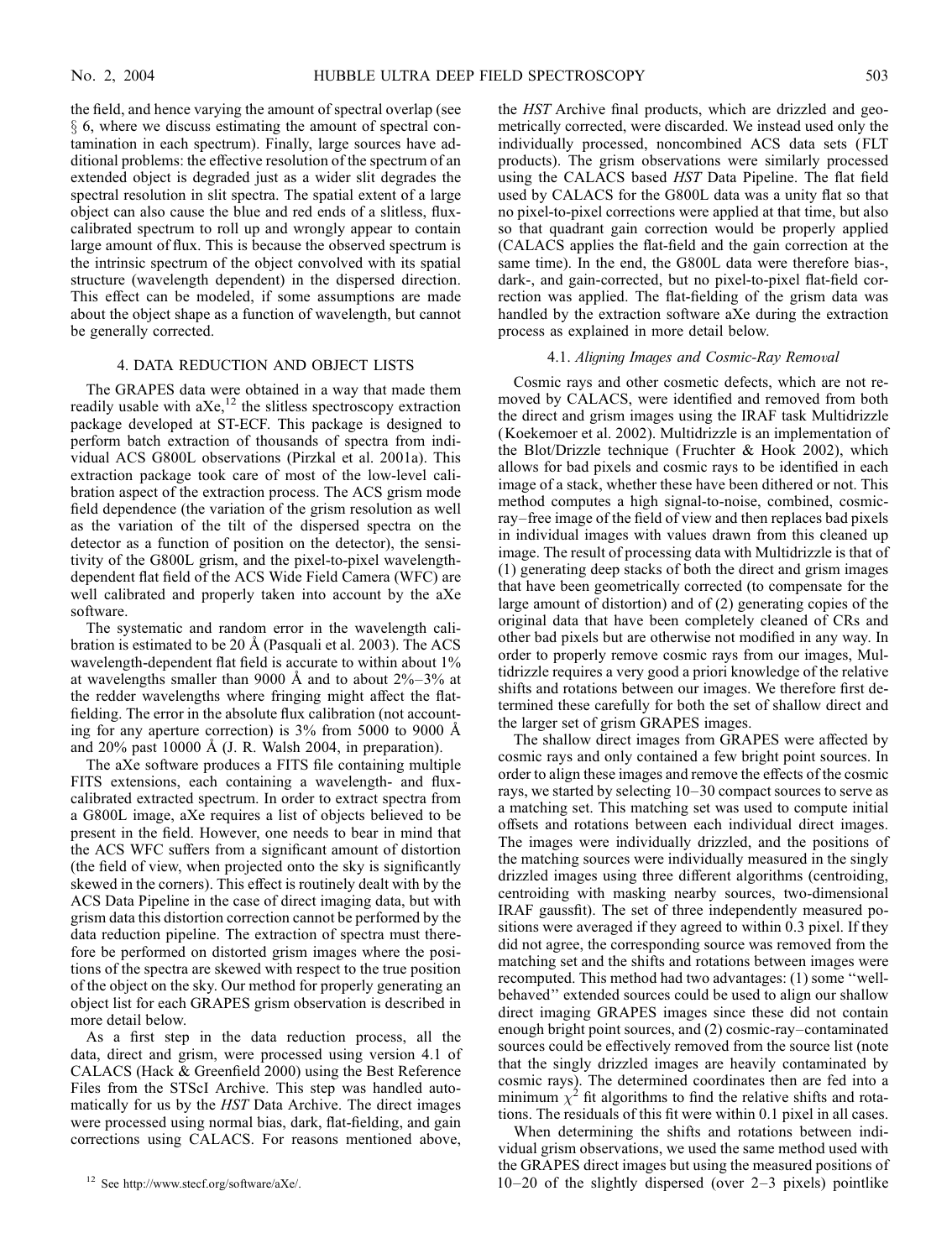the field, and hence varying the amount of spectral overlap (see § 6, where we discuss estimating the amount of spectral contamination in each spectrum). Finally, large sources have additional problems: the effective resolution of the spectrum of an extended object is degraded just as a wider slit degrades the spectral resolution in slit spectra. The spatial extent of a large object can also cause the blue and red ends of a slitless, flux-calibrated spectrum to roll up and wrongly appear to contain large amount of flux. This is because the observed spectrum is the intrinsic spectrum of the object convolved with its spatial structure (wavelength dependent) in the dispersed direction. This effect can be modeled, if some assumptions are made about the object shape as a function of wavelength, but cannot be generally corrected.

## 4. DATA REDUCTION AND OBJECT LISTS

The GRAPES data were obtained in a way that made them readily usable with aXe,[12] the slitless spectroscopy extraction package developed at ST-ECF. This package is designed to perform batch extraction of thousands of spectra from individual ACS G800L observations (Pirzkal et al. 2001a). This extraction package took care of most of the low-level calibration aspect of the extraction process. The ACS grism mode field dependence (the variation of the grism resolution as well as the variation of the tilt of the dispersed spectra on the detector as a function of position on the detector), the sensitivity of the G800L grism, and the pixel-to-pixel wavelength-dependent flat field of the ACS Wide Field Camera (WFC) are well calibrated and properly taken into account by the aXe software.

The systematic and random error in the wavelength calibration is estimated to be 20 Å (Pasquali et al. 2003). The ACS wavelength-dependent flat field is accurate to within about 1% at wavelengths smaller than 9000 Å and to about 2%–3% at the redder wavelengths where fringing might affect the flat-fielding. The error in the absolute flux calibration (not accounting for any aperture correction) is 3% from 5000 to 9000 Å and 20% past 10000 Å (J. R. Walsh 2004, in preparation).

The aXe software produces a FITS file containing multiple FITS extensions, each containing a wavelength- and flux-calibrated extracted spectrum. In order to extract spectra from a G800L image, aXe requires a list of objects believed to be present in the field. However, one needs to bear in mind that the ACS WFC suffers from a significant amount of distortion (the field of view, when projected onto the sky is significantly skewed in the corners). This effect is routinely dealt with by the ACS Data Pipeline in the case of direct imaging data, but with grism data this distortion correction cannot be performed by the data reduction pipeline. The extraction of spectra must therefore be performed on distorted grism images where the positions of the spectra are skewed with respect to the true position of the object on the sky. Our method for properly generating an object list for each GRAPES grism observation is described in more detail below.

As a first step in the data reduction process, all the data, direct and grism, were processed using version 4.1 of CALACS (Hack & Greenfield 2000) using the Best Reference Files from the STScI Archive. This step was handled automatically for us by the *HST* Data Archive. The direct images were processed using normal bias, dark, flat-fielding, and gain corrections using CALACS. For reasons mentioned above, the *HST* Archive final products, which are drizzled and geometrically corrected, were discarded. We instead used only the individually processed, noncombined ACS data sets (FLT products). The grism observations were similarly processed using the CALACS based *HST* Data Pipeline. The flat field used by CALACS for the G800L data was a unity flat so that no pixel-to-pixel corrections were applied at that time, but also so that quadrant gain correction would be properly applied (CALACS applies the flat-field and the gain correction at the same time). In the end, the G800L data were therefore bias-, dark-, and gain-corrected, but no pixel-to-pixel flat-field correction was applied. The flat-fielding of the grism data was handled by the extraction software aXe during the extraction process as explained in more detail below.

### 4.1. *Aligning Images and Cosmic-Ray Removal*

Cosmic rays and other cosmetic defects, which are not removed by CALACS, were identified and removed from both the direct and grism images using the IRAF task Multidrizzle (Koekemoer et al. 2002). Multidrizzle is an implementation of the Blot/Drizzle technique (Fruchter & Hook 2002), which allows for bad pixels and cosmic rays to be identified in each image of a stack, whether these have been dithered or not. This method computes a high signal-to-noise, combined, cosmic-ray–free image of the field of view and then replaces bad pixels in individual images with values drawn from this cleaned up image. The result of processing data with Multidrizzle is that of (1) generating deep stacks of both the direct and grism images that have been geometrically corrected (to compensate for the large amount of distortion) and of (2) generating copies of the original data that have been completely cleaned of CRs and other bad pixels but are otherwise not modified in any way. In order to properly remove cosmic rays from our images, Multidrizzle requires a very good a priori knowledge of the relative shifts and rotations between our images. We therefore first determined these carefully for both the set of shallow direct and the larger set of grism GRAPES images.

The shallow direct images from GRAPES were affected by cosmic rays and only contained a few bright point sources. In order to align these images and remove the effects of the cosmic rays, we started by selecting 10–30 compact sources to serve as a matching set. This matching set was used to compute initial offsets and rotations between each individual direct images. The images were individually drizzled, and the positions of the matching sources were individually measured in the singly drizzled images using three different algorithms (centroiding, centroiding with masking nearby sources, two-dimensional IRAF gaussfit). The set of three independently measured positions were averaged if they agreed to within 0.3 pixel. If they did not agree, the corresponding source was removed from the matching set and the shifts and rotations between images were recomputed. This method had two advantages: (1) some "well-behaved" extended sources could be used to align our shallow direct imaging GRAPES images since these did not contain enough bright point sources, and (2) cosmic-ray–contaminated sources could be effectively removed from the source list (note that the singly drizzled images are heavily contaminated by cosmic rays). The determined coordinates then are fed into a minimum $\chi^2$ fit algorithms to find the relative shifts and rotations. The residuals of this fit were within 0.1 pixel in all cases.

When determining the shifts and rotations between individual grism observations, we used the same method used with the GRAPES direct images but using the measured positions of 10–20 of the slightly dispersed (over 2–3 pixels) pointlike

[12] See http://www.stecf.org/software/aXe/.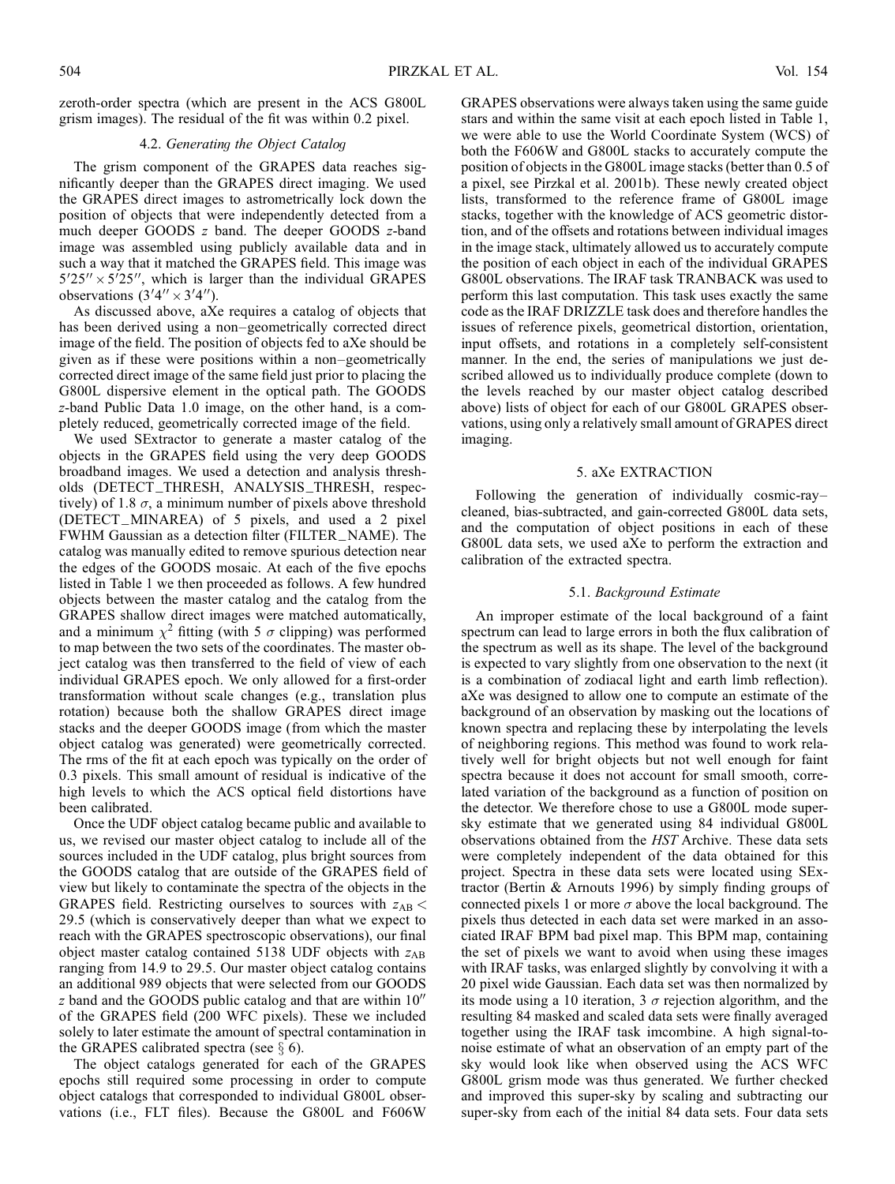zeroth-order spectra (which are present in the ACS G800L grism images). The residual of the fit was within 0.2 pixel.

### 4.2. *Generating the Object Catalog*

The grism component of the GRAPES data reaches significantly deeper than the GRAPES direct imaging. We used the GRAPES direct images to astrometrically lock down the position of objects that were independently detected from a much deeper GOODS $z$ band. The deeper GOODS $z$-band image was assembled using publicly available data and in such a way that it matched the GRAPES field. This image was $5'25'' \times 5'25''$, which is larger than the individual GRAPES observations ($3'4'' \times 3'4''$).

As discussed above, aXe requires a catalog of objects that has been derived using a non–geometrically corrected direct image of the field. The position of objects fed to aXe should be given as if these were positions within a non–geometrically corrected direct image of the same field just prior to placing the G800L dispersive element in the optical path. The GOODS $z$-band Public Data 1.0 image, on the other hand, is a completely reduced, geometrically corrected image of the field.

We used SExtractor to generate a master catalog of the objects in the GRAPES field using the very deep GOODS broadband images. We used a detection and analysis thresholds (DETECT_THRESH, ANALYSIS_THRESH, respectively) of 1.8 $\sigma$, a minimum number of pixels above threshold (DETECT_MINAREA) of 5 pixels, and used a 2 pixel FWHM Gaussian as a detection filter (FILTER_NAME). The catalog was manually edited to remove spurious detection near the edges of the GOODS mosaic. At each of the five epochs listed in Table 1 we then proceeded as follows. A few hundred objects between the master catalog and the catalog from the GRAPES shallow direct images were matched automatically, and a minimum $\chi^2$ fitting (with 5 $\sigma$ clipping) was performed to map between the two sets of the coordinates. The master object catalog was then transferred to the field of view of each individual GRAPES epoch. We only allowed for a first-order transformation without scale changes (e.g., translation plus rotation) because both the shallow GRAPES direct image stacks and the deeper GOODS image (from which the master object catalog was generated) were geometrically corrected. The rms of the fit at each epoch was typically on the order of 0.3 pixels. This small amount of residual is indicative of the high levels to which the ACS optical field distortions have been calibrated.

Once the UDF object catalog became public and available to us, we revised our master object catalog to include all of the sources included in the UDF catalog, plus bright sources from the GOODS catalog that are outside of the GRAPES field of view but likely to contaminate the spectra of the objects in the GRAPES field. Restricting ourselves to sources with $z_{\rm AB} <$ 29.5 (which is conservatively deeper than what we expect to reach with the GRAPES spectroscopic observations), our final object master catalog contained 5138 UDF objects with $z_{\rm AB}$ ranging from 14.9 to 29.5. Our master object catalog contains an additional 989 objects that were selected from our GOODS $z$ band and the GOODS public catalog and that are within $10''$ of the GRAPES field (200 WFC pixels). These we included solely to later estimate the amount of spectral contamination in the GRAPES calibrated spectra (see § 6).

The object catalogs generated for each of the GRAPES epochs still required some processing in order to compute object catalogs that corresponded to individual G800L observations (i.e., FLT files). Because the G800L and F606W GRAPES observations were always taken using the same guide stars and within the same visit at each epoch listed in Table 1, we were able to use the World Coordinate System (WCS) of both the F606W and G800L stacks to accurately compute the position of objects in the G800L image stacks (better than 0.5 of a pixel, see Pirzkal et al. 2001b). These newly created object lists, transformed to the reference frame of G800L image stacks, together with the knowledge of ACS geometric distortion, and of the offsets and rotations between individual images in the image stack, ultimately allowed us to accurately compute the position of each object in each of the individual GRAPES G800L observations. The IRAF task TRANBACK was used to perform this last computation. This task uses exactly the same code as the IRAF DRIZZLE task does and therefore handles the issues of reference pixels, geometrical distortion, orientation, input offsets, and rotations in a completely self-consistent manner. In the end, the series of manipulations we just described allowed us to individually produce complete (down to the levels reached by our master object catalog described above) lists of object for each of our G800L GRAPES observations, using only a relatively small amount of GRAPES direct imaging.

## 5. aXe EXTRACTION

Following the generation of individually cosmic-ray–cleaned, bias-subtracted, and gain-corrected G800L data sets, and the computation of object positions in each of these G800L data sets, we used aXe to perform the extraction and calibration of the extracted spectra.

### 5.1. *Background Estimate*

An improper estimate of the local background of a faint spectrum can lead to large errors in both the flux calibration of the spectrum as well as its shape. The level of the background is expected to vary slightly from one observation to the next (it is a combination of zodiacal light and earth limb reflection). aXe was designed to allow one to compute an estimate of the background of an observation by masking out the locations of known spectra and replacing these by interpolating the levels of neighboring regions. This method was found to work relatively well for bright objects but not well enough for faint spectra because it does not account for small smooth, correlated variation of the background as a function of position on the detector. We therefore chose to use a G800L mode supersky estimate that we generated using 84 individual G800L observations obtained from the *HST* Archive. These data sets were completely independent of the data obtained for this project. Spectra in these data sets were located using SExtractor (Bertin & Arnouts 1996) by simply finding groups of connected pixels 1 or more $\sigma$ above the local background. The pixels thus detected in each data set were marked in an associated IRAF BPM bad pixel map. This BPM map, containing the set of pixels we want to avoid when using these images with IRAF tasks, was enlarged slightly by convolving it with a 20 pixel wide Gaussian. Each data set was then normalized by its mode using a 10 iteration, 3 $\sigma$ rejection algorithm, and the resulting 84 masked and scaled data sets were finally averaged together using the IRAF task imcombine. A high signal-to-noise estimate of what an observation of an empty part of the sky would look like when observed using the ACS WFC G800L grism mode was thus generated. We further checked and improved this super-sky by scaling and subtracting our super-sky from each of the initial 84 data sets. Four data sets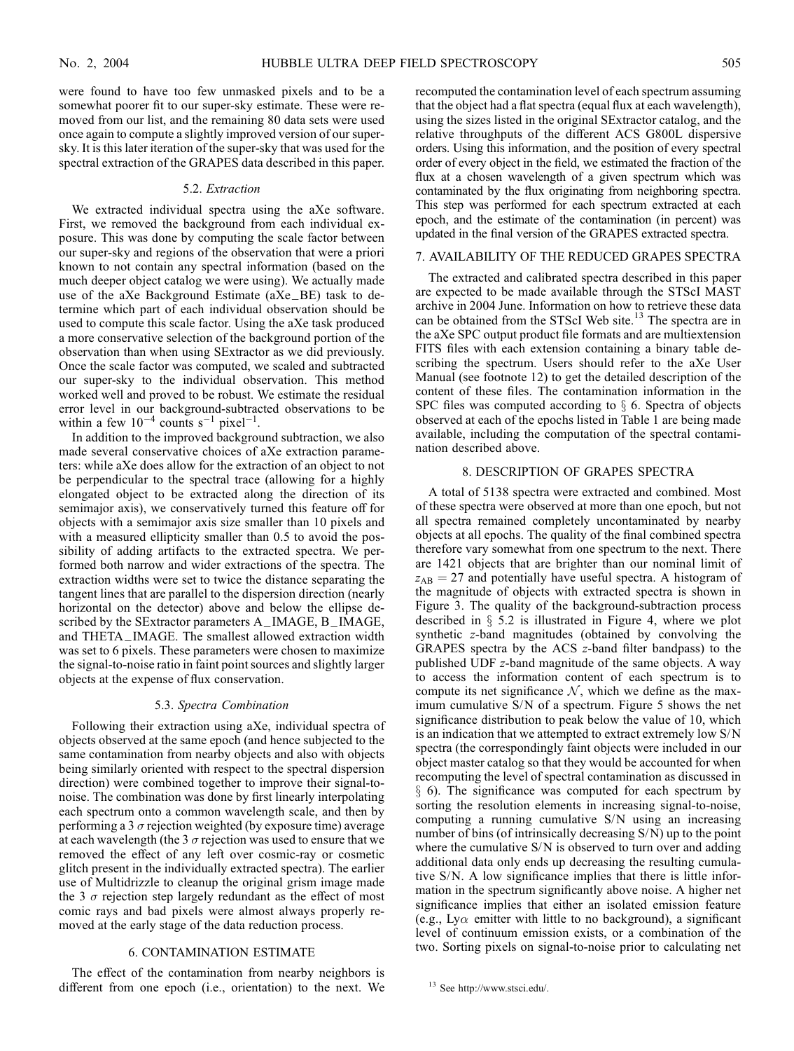were found to have too few unmasked pixels and to be a somewhat poorer fit to our super-sky estimate. These were removed from our list, and the remaining 80 data sets were used once again to compute a slightly improved version of our super-sky. It is this later iteration of the super-sky that was used for the spectral extraction of the GRAPES data described in this paper.

### 5.2. *Extraction*

We extracted individual spectra using the aXe software. First, we removed the background from each individual exposure. This was done by computing the scale factor between our super-sky and regions of the observation that were a priori known to not contain any spectral information (based on the much deeper object catalog we were using). We actually made use of the aXe Background Estimate (aXe_BE) task to determine which part of each individual observation should be used to compute this scale factor. Using the aXe task produced a more conservative selection of the background portion of the observation than when using SExtractor as we did previously. Once the scale factor was computed, we scaled and subtracted our super-sky to the individual observation. This method worked well and proved to be robust. We estimate the residual error level in our background-subtracted observations to be within a few $10^{-4}$ counts $s^{-1}$ pixel$^{-1}$.

In addition to the improved background subtraction, we also made several conservative choices of aXe extraction parameters: while aXe does allow for the extraction of an object to not be perpendicular to the spectral trace (allowing for a highly elongated object to be extracted along the direction of its semimajor axis), we conservatively turned this feature off for objects with a semimajor axis size smaller than 10 pixels and with a measured ellipticity smaller than 0.5 to avoid the possibility of adding artifacts to the extracted spectra. We performed both narrow and wider extractions of the spectra. The extraction widths were set to twice the distance separating the tangent lines that are parallel to the dispersion direction (nearly horizontal on the detector) above and below the ellipse described by the SExtractor parameters A_IMAGE, B_IMAGE, and THETA_IMAGE. The smallest allowed extraction width was set to 6 pixels. These parameters were chosen to maximize the signal-to-noise ratio in faint point sources and slightly larger objects at the expense of flux conservation.

### 5.3. *Spectra Combination*

Following their extraction using aXe, individual spectra of objects observed at the same epoch (and hence subjected to the same contamination from nearby objects and also with objects being similarly oriented with respect to the spectral dispersion direction) were combined together to improve their signal-to-noise. The combination was done by first linearly interpolating each spectrum onto a common wavelength scale, and then by performing a 3 $\sigma$ rejection weighted (by exposure time) average at each wavelength (the 3 $\sigma$ rejection was used to ensure that we removed the effect of any left over cosmic-ray or cosmetic glitch present in the individually extracted spectra). The earlier use of Multidrizzle to cleanup the original grism image made the 3 $\sigma$ rejection step largely redundant as the effect of most comic rays and bad pixels were almost always properly removed at the early stage of the data reduction process.

## 6. CONTAMINATION ESTIMATE

The effect of the contamination from nearby neighbors is different from one epoch (i.e., orientation) to the next. We recomputed the contamination level of each spectrum assuming that the object had a flat spectra (equal flux at each wavelength), using the sizes listed in the original SExtractor catalog, and the relative throughputs of the different ACS G800L dispersive orders. Using this information, and the position of every spectral order of every object in the field, we estimated the fraction of the flux at a chosen wavelength of a given spectrum which was contaminated by the flux originating from neighboring spectra. This step was performed for each spectrum extracted at each epoch, and the estimate of the contamination (in percent) was updated in the final version of the GRAPES extracted spectra.

## 7. AVAILABILITY OF THE REDUCED GRAPES SPECTRA

The extracted and calibrated spectra described in this paper are expected to be made available through the STScI MAST archive in 2004 June. Information on how to retrieve these data can be obtained from the STScI Web site.[13] The spectra are in the aXe SPC output product file formats and are multiextension FITS files with each extension containing a binary table describing the spectrum. Users should refer to the aXe User Manual (see footnote 12) to get the detailed description of the content of these files. The contamination information in the SPC files was computed according to § 6. Spectra of objects observed at each of the epochs listed in Table 1 are being made available, including the computation of the spectral contamination described above.

## 8. DESCRIPTION OF GRAPES SPECTRA

A total of 5138 spectra were extracted and combined. Most of these spectra were observed at more than one epoch, but not all spectra remained completely uncontaminated by nearby objects at all epochs. The quality of the final combined spectra therefore vary somewhat from one spectrum to the next. There are 1421 objects that are brighter than our nominal limit of $z_{AB} = 27$ and potentially have useful spectra. A histogram of the magnitude of objects with extracted spectra is shown in Figure 3. The quality of the background-subtraction process described in § 5.2 is illustrated in Figure 4, where we plot synthetic $z$-band magnitudes (obtained by convolving the GRAPES spectra by the ACS $z$-band filter bandpass) to the published UDF $z$-band magnitude of the same objects. A way to access the information content of each spectrum is to compute its net significance $\mathcal{N}$, which we define as the maximum cumulative S/N of a spectrum. Figure 5 shows the net significance distribution to peak below the value of 10, which is an indication that we attempted to extract extremely low S/N spectra (the correspondingly faint objects were included in our object master catalog so that they would be accounted for when recomputing the level of spectral contamination as discussed in § 6). The significance was computed for each spectrum by sorting the resolution elements in increasing signal-to-noise, computing a running cumulative S/N using an increasing number of bins (of intrinsically decreasing S/N) up to the point where the cumulative S/N is observed to turn over and adding additional data only ends up decreasing the resulting cumulative S/N. A low significance implies that there is little information in the spectrum significantly above noise. A higher net significance implies that either an isolated emission feature (e.g., Ly$\alpha$ emitter with little to no background), a significant level of continuum emission exists, or a combination of the two. Sorting pixels on signal-to-noise prior to calculating net

[13] See http://www.stsci.edu/.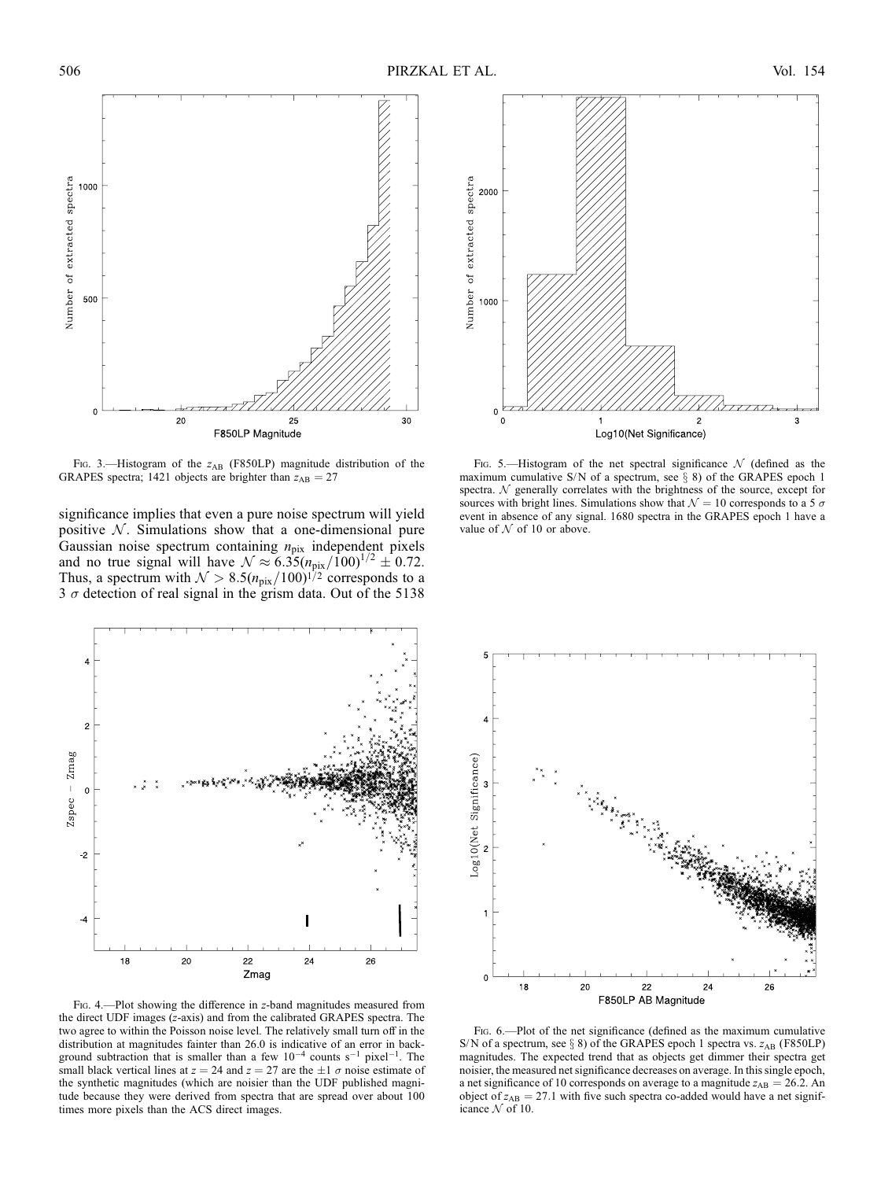FIG. 3.—Histogram of the $z_{AB}$ (F850LP) magnitude distribution of the GRAPES spectra; 1421 objects are brighter than $z_{AB} = 27$

FIG. 5.—Histogram of the net spectral significance $\mathcal{N}$ (defined as the maximum cumulative S/N of a spectrum, see § 8) of the GRAPES epoch 1 spectra. $\mathcal{N}$ generally correlates with the brightness of the source, except for sources with bright lines. Simulations show that $\mathcal{N} = 10$ corresponds to a 5 $\sigma$ event in absence of any signal. 1680 spectra in the GRAPES epoch 1 have a value of $\mathcal{N}$ of 10 or above.

significance implies that even a pure noise spectrum will yield positive $\mathcal{N}$. Simulations show that a one-dimensional pure Gaussian noise spectrum containing $n_{\rm pix}$ independent pixels and no true signal will have $\mathcal{N} \approx 6.35(n_{\rm pix}/100)^{1/2} \pm 0.72$. Thus, a spectrum with $\mathcal{N} > 8.5(n_{\rm pix}/100)^{1/2}$ corresponds to a 3 $\sigma$ detection of real signal in the grism data. Out of the 5138

FIG. 4.—Plot showing the difference in z-band magnitudes measured from the direct UDF images (z-axis) and from the calibrated GRAPES spectra. The two agree to within the Poisson noise level. The relatively small turn off in the distribution at magnitudes fainter than 26.0 is indicative of an error in background subtraction that is smaller than a few $10^{-4}$ counts s$^{-1}$ pixel$^{-1}$. The small black vertical lines at $z = 24$ and $z = 27$ are the $\pm 1$ $\sigma$ noise estimate of the synthetic magnitudes (which are noisier than the UDF published magnitude because they were derived from spectra that are spread over about 100 times more pixels than the ACS direct images.

FIG. 6.—Plot of the net significance (defined as the maximum cumulative S/N of a spectrum, see § 8) of the GRAPES epoch 1 spectra vs. $z_{AB}$ (F850LP) magnitudes. The expected trend that as objects get dimmer their spectra get noisier, the measured net significance decreases on average. In this single epoch, a net significance of 10 corresponds on average to a magnitude $z_{AB} = 26.2$. An object of $z_{AB} = 27.1$ with five such spectra co-added would have a net significance $\mathcal{N}$ of 10.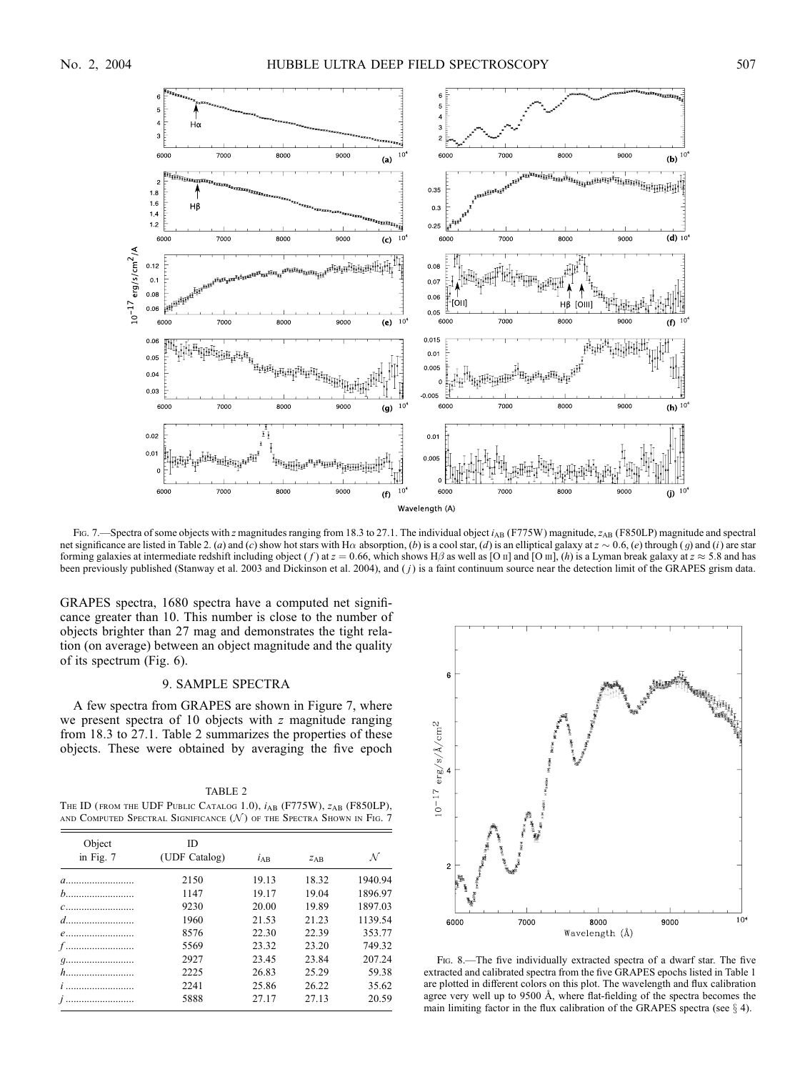FIG. 7.—Spectra of some objects with $z$ magnitudes ranging from 18.3 to 27.1. The individual object $i_{AB}$ (F775W) magnitude, $z_{AB}$ (F850LP) magnitude and spectral net significance are listed in Table 2. (*a*) and (*c*) show hot stars with Hα absorption, (*b*) is a cool star, (*d*) is an elliptical galaxy at $z \sim 0.6$, (*e*) through (*g*) and (*i*) are star forming galaxies at intermediate redshift including object (*f*) at $z = 0.66$, which shows Hβ as well as [O II] and [O III], (*h*) is a Lyman break galaxy at $z \approx 5.8$ and has been previously published (Stanway et al. 2003 and Dickinson et al. 2004), and (*j*) is a faint continuum source near the detection limit of the GRAPES grism data.

GRAPES spectra, 1680 spectra have a computed net significance greater than 10. This number is close to the number of objects brighter than 27 mag and demonstrates the tight relation (on average) between an object magnitude and the quality of its spectrum (Fig. 6).

## 9. SAMPLE SPECTRA

A few spectra from GRAPES are shown in Figure 7, where we present spectra of 10 objects with $z$ magnitude ranging from 18.3 to 27.1. Table 2 summarizes the properties of these objects. These were obtained by averaging the five epoch

TABLE 2

THE ID (FROM THE UDF PUBLIC CATALOG 1.0), $i_{AB}$ (F775W), $z_{AB}$ (F850LP), AND COMPUTED SPECTRAL SIGNIFICANCE ($\mathcal{N}$) OF THE SPECTRA SHOWN IN FIG. 7

| Object in Fig. 7 | ID (UDF Catalog) | $i_{AB}$ | $z_{AB}$ | $\mathcal{N}$ |
|---|---|---|---|---|
| *a* | 2150 | 19.13 | 18.32 | 1940.94 |
| *b* | 1147 | 19.17 | 19.04 | 1896.97 |
| *c* | 9230 | 20.00 | 19.89 | 1897.03 |
| *d* | 1960 | 21.53 | 21.23 | 1139.54 |
| *e* | 8576 | 22.30 | 22.39 | 353.77 |
| *f* | 5569 | 23.32 | 23.20 | 749.32 |
| *g* | 2927 | 23.45 | 23.84 | 207.24 |
| *h* | 2225 | 26.83 | 25.29 | 59.38 |
| *i* | 2241 | 25.86 | 26.22 | 35.62 |
| *j* | 5888 | 27.17 | 27.13 | 20.59 |

FIG. 8.—The five individually extracted spectra of a dwarf star. The five extracted and calibrated spectra from the five GRAPES epochs listed in Table 1 are plotted in different colors on this plot. The wavelength and flux calibration agree very well up to 9500 Å, where flat-fielding of the spectra becomes the main limiting factor in the flux calibration of the GRAPES spectra (see § 4).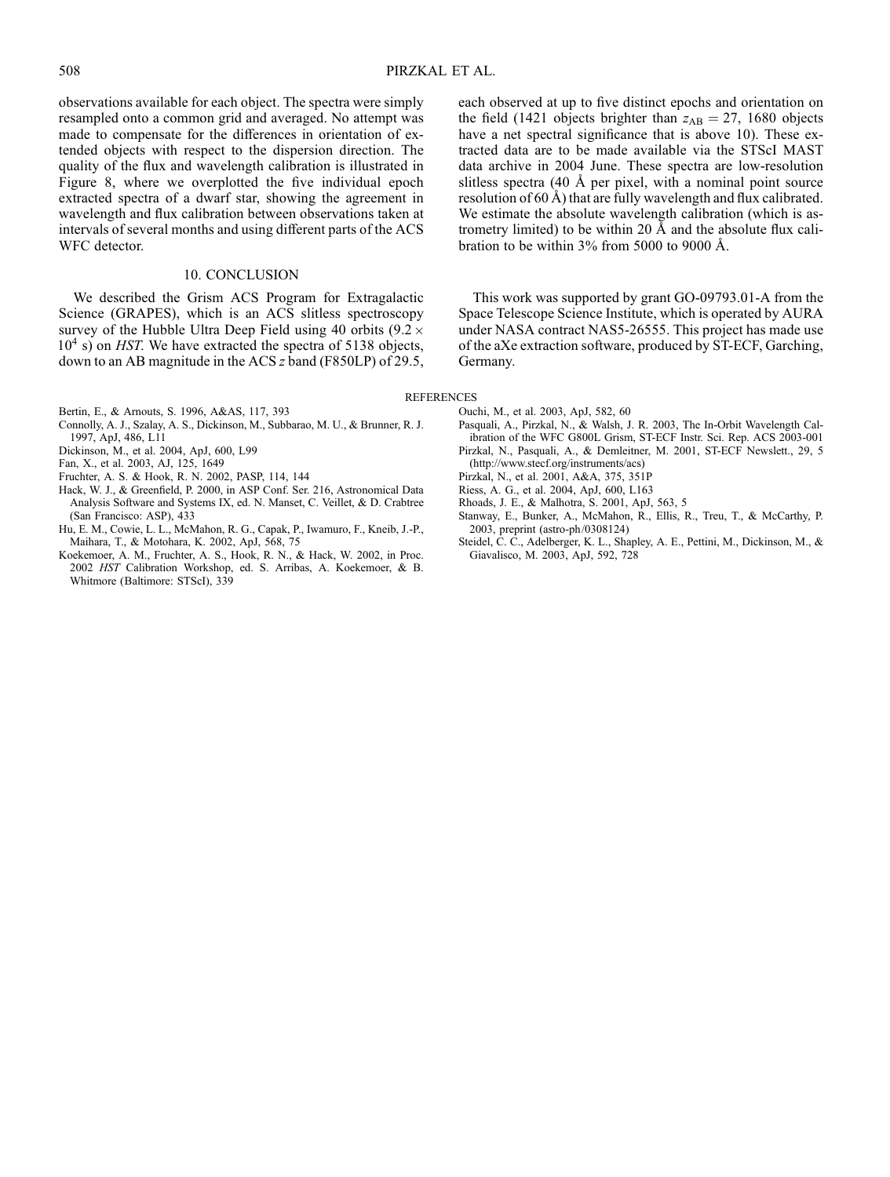observations available for each object. The spectra were simply resampled onto a common grid and averaged. No attempt was made to compensate for the differences in orientation of extended objects with respect to the dispersion direction. The quality of the flux and wavelength calibration is illustrated in Figure 8, where we overplotted the five individual epoch extracted spectra of a dwarf star, showing the agreement in wavelength and flux calibration between observations taken at intervals of several months and using different parts of the ACS WFC detector.

## 10. CONCLUSION

We described the Grism ACS Program for Extragalactic Science (GRAPES), which is an ACS slitless spectroscopy survey of the Hubble Ultra Deep Field using 40 orbits ($9.2 \times 10^4$ s) on *HST*. We have extracted the spectra of 5138 objects, down to an AB magnitude in the ACS $z$ band (F850LP) of 29.5, each observed at up to five distinct epochs and orientation on the field (1421 objects brighter than $z_{AB} = 27$, 1680 objects have a net spectral significance that is above 10). These extracted data are to be made available via the STScI MAST data archive in 2004 June. These spectra are low-resolution slitless spectra (40 Å per pixel, with a nominal point source resolution of 60 Å) that are fully wavelength and flux calibrated. We estimate the absolute wavelength calibration (which is astrometry limited) to be within 20 Å and the absolute flux calibration to be within 3% from 5000 to 9000 Å.

This work was supported by grant GO-09793.01-A from the Space Telescope Science Institute, which is operated by AURA under NASA contract NAS5-26555. This project has made use of the aXe extraction software, produced by ST-ECF, Garching, Germany.

## REFERENCES

Bertin, E., & Arnouts, S. 1996, A&AS, 117, 393

Connolly, A. J., Szalay, A. S., Dickinson, M., Subbarao, M. U., & Brunner, R. J. 1997, ApJ, 486, L11

Dickinson, M., et al. 2004, ApJ, 600, L99

Fan, X., et al. 2003, AJ, 125, 1649

Fruchter, A. S. & Hook, R. N. 2002, PASP, 114, 144

Hack, W. J., & Greenfield, P. 2000, in ASP Conf. Ser. 216, Astronomical Data Analysis Software and Systems IX, ed. N. Manset, C. Veillet, & D. Crabtree (San Francisco: ASP), 433

Hu, E. M., Cowie, L. L., McMahon, R. G., Capak, P., Iwamuro, F., Kneib, J.-P., Maihara, T., & Motohara, K. 2002, ApJ, 568, 75

Koekemoer, A. M., Fruchter, A. S., Hook, R. N., & Hack, W. 2002, in Proc. 2002 *HST* Calibration Workshop, ed. S. Arribas, A. Koekemoer, & B. Whitmore (Baltimore: STScI), 339

Ouchi, M., et al. 2003, ApJ, 582, 60

Pasquali, A., Pirzkal, N., & Walsh, J. R. 2003, The In-Orbit Wavelength Calibration of the WFC G800L Grism, ST-ECF Instr. Sci. Rep. ACS 2003-001

Pirzkal, N., Pasquali, A., & Demleitner, M. 2001, ST-ECF Newslett., 29, 5 (http://www.stecf.org/instruments/acs)

Pirzkal, N., et al. 2001, A&A, 375, 351P

Riess, A. G., et al. 2004, ApJ, 600, L163

Rhoads, J. E., & Malhotra, S. 2001, ApJ, 563, 5

Stanway, E., Bunker, A., McMahon, R., Ellis, R., Treu, T., & McCarthy, P. 2003, preprint (astro-ph/0308124)

Steidel, C. C., Adelberger, K. L., Shapley, A. E., Pettini, M., Dickinson, M., & Giavalisco, M. 2003, ApJ, 592, 728